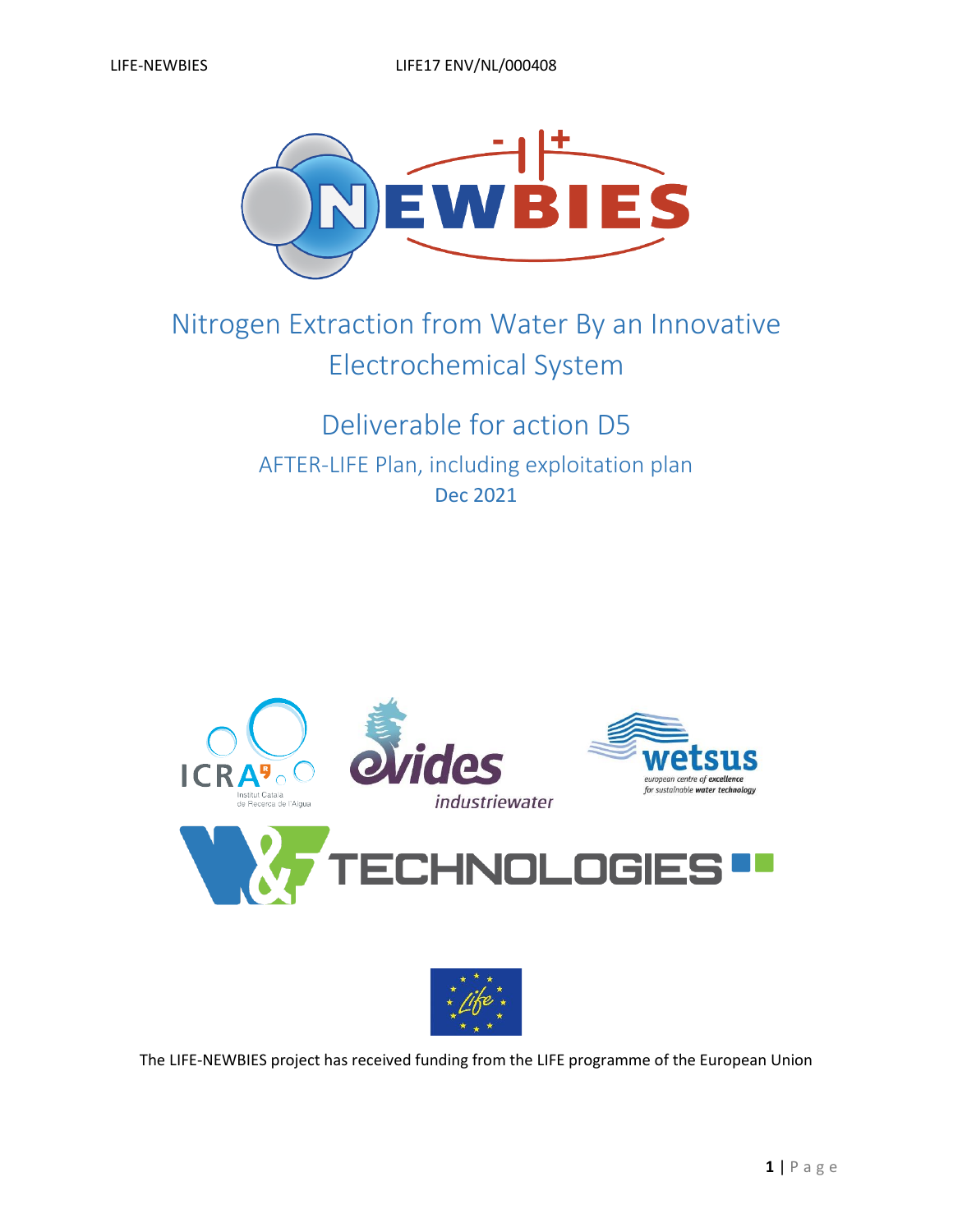# Nitrogen Extraction from Water By an Innovative Electrochemical System

## Deliverable for action D5

### AFTER-LIFE Plan, including exploitation plan

Dec 2021

The LIFE-NEWBIES project has received funding from the LIFE programme of the European Union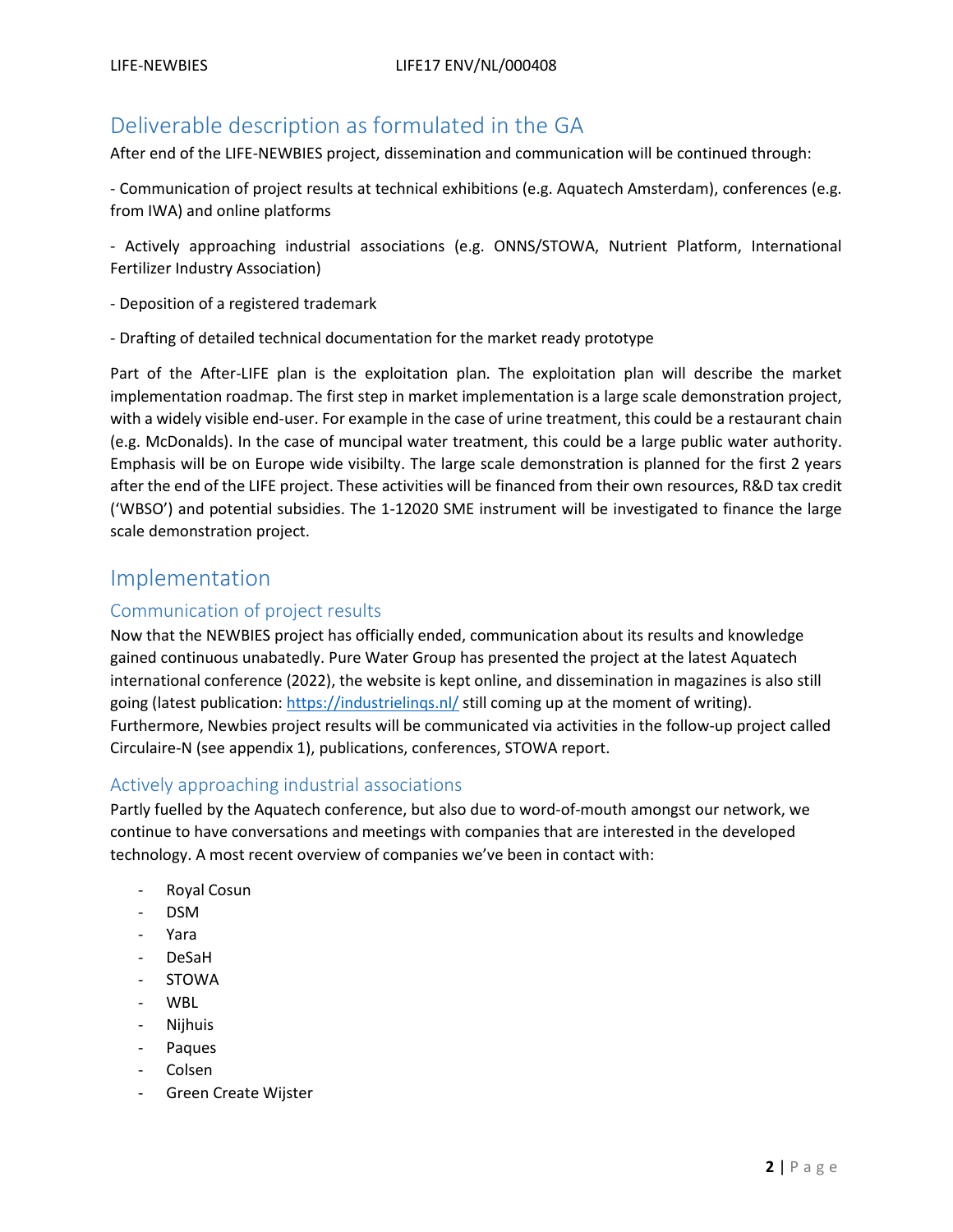# Deliverable description as formulated in the GA

After end of the LIFE-NEWBIES project, dissemination and communication will be continued through:

- Communication of project results at technical exhibitions (e.g. Aquatech Amsterdam), conferences (e.g. from IWA) and online platforms

- Actively approaching industrial associations (e.g. ONNS/STOWA, Nutrient Platform, International Fertilizer Industry Association)

- Deposition of a registered trademark

- Drafting of detailed technical documentation for the market ready prototype

Part of the After-LIFE plan is the exploitation plan. The exploitation plan will describe the market implementation roadmap. The first step in market implementation is a large scale demonstration project, with a widely visible end-user. For example in the case of urine treatment, this could be a restaurant chain (e.g. McDonalds). In the case of muncipal water treatment, this could be a large public water authority. Emphasis will be on Europe wide visibilty. The large scale demonstration is planned for the first 2 years after the end of the LIFE project. These activities will be financed from their own resources, R&D tax credit ('WBSO') and potential subsidies. The 1-12020 SME instrument will be investigated to finance the large scale demonstration project.

# Implementation

## Communication of project results

Now that the NEWBIES project has officially ended, communication about its results and knowledge gained continuous unabatedly. Pure Water Group has presented the project at the latest Aquatech international conference (2022), the website is kept online, and dissemination in magazines is also still going (latest publication: [https://industrielinqs.nl/](https://industrielinqs.nl/) still coming up at the moment of writing). Furthermore, Newbies project results will be communicated via activities in the follow-up project called Circulaire-N (see appendix 1), publications, conferences, STOWA report.

## Actively approaching industrial associations

Partly fuelled by the Aquatech conference, but also due to word-of-mouth amongst our network, we continue to have conversations and meetings with companies that are interested in the developed technology. A most recent overview of companies we've been in contact with:

- Royal Cosun
- DSM
- Yara
- DeSaH
- STOWA
- WBL
- Nijhuis
- Paques
- Colsen
- Green Create Wijster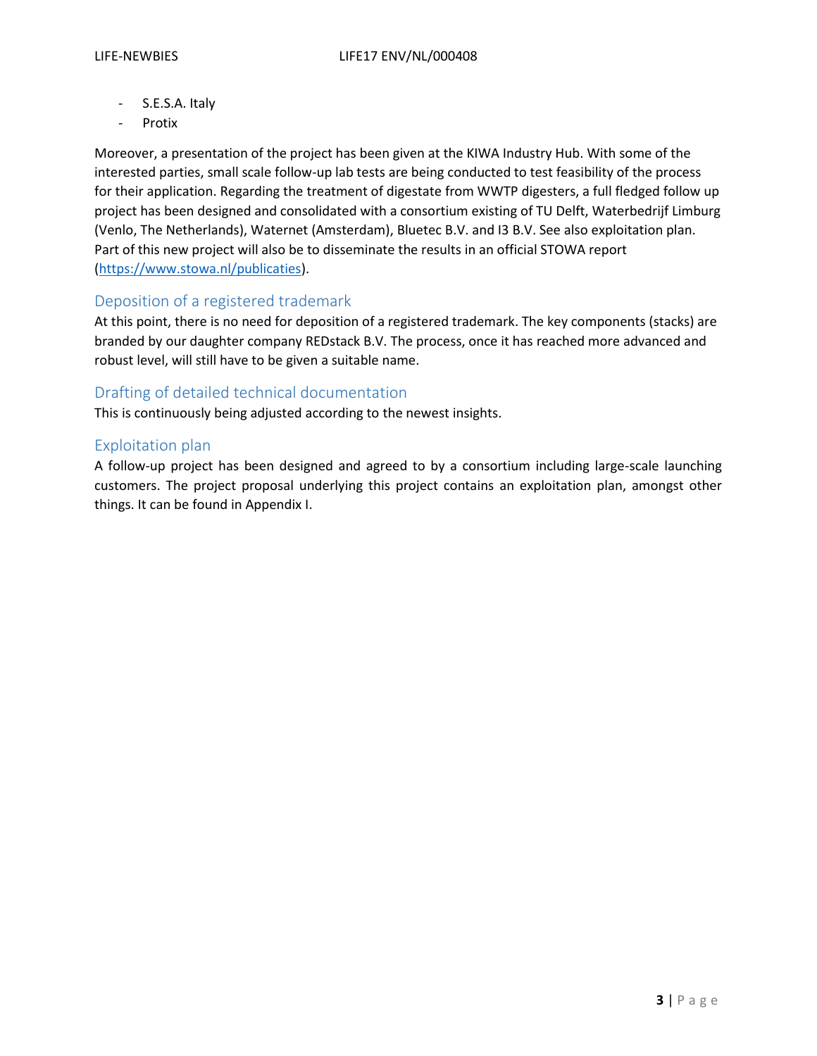- S.E.S.A. Italy
- Protix

Moreover, a presentation of the project has been given at the KIWA Industry Hub. With some of the interested parties, small scale follow-up lab tests are being conducted to test feasibility of the process for their application. Regarding the treatment of digestate from WWTP digesters, a full fledged follow up project has been designed and consolidated with a consortium existing of TU Delft, Waterbedrijf Limburg (Venlo, The Netherlands), Waternet (Amsterdam), Bluetec B.V. and I3 B.V. See also exploitation plan. Part of this new project will also be to disseminate the results in an official STOWA report (https://www.stowa.nl/publicaties).

## Deposition of a registered trademark

At this point, there is no need for deposition of a registered trademark. The key components (stacks) are branded by our daughter company REDstack B.V. The process, once it has reached more advanced and robust level, will still have to be given a suitable name.

## Drafting of detailed technical documentation

This is continuously being adjusted according to the newest insights.

## Exploitation plan

A follow-up project has been designed and agreed to by a consortium including large-scale launching customers. The project proposal underlying this project contains an exploitation plan, amongst other things. It can be found in Appendix I.